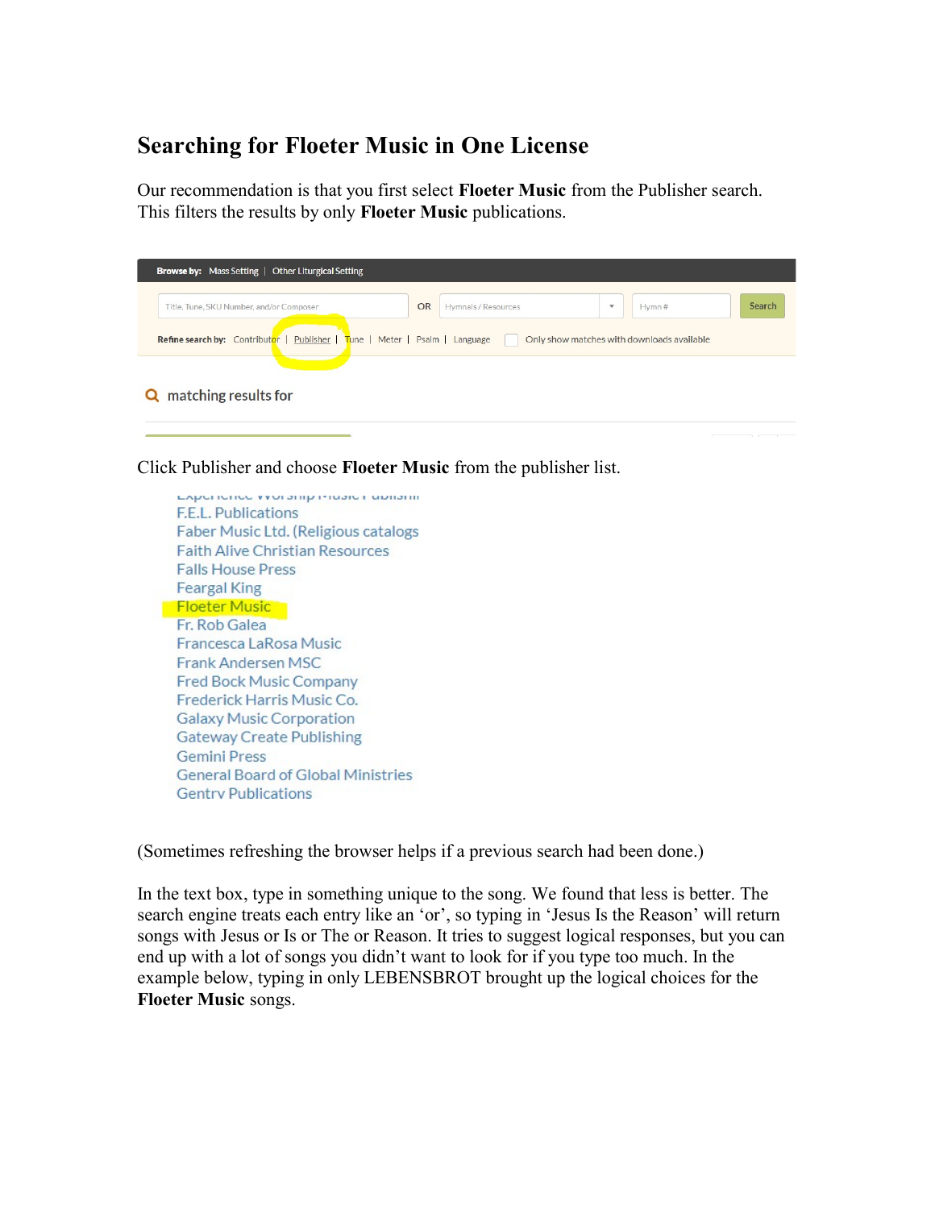# Searching for Floeter Music in One License

Our recommendation is that you first select **Floeter Music** from the Publisher search. This filters the results by only **Floeter Music** publications.

Browse by: Mass Setting | Other Liturgical Setting

Title, Tune, SKU Number, and/or Composer OR Hymnals / Resources Hymn # Search

Refine search by: Contributor | Publisher | Tune | Meter | Psalm | Language Only show matches with downloads available

matching results for

Click Publisher and choose **Floeter Music** from the publisher list.

F.E.L. Publications
Faber Music Ltd. (Religious catalogs
Faith Alive Christian Resources
Falls House Press
Feargal King
Floeter Music
Fr. Rob Galea
Francesca LaRosa Music
Frank Andersen MSC
Fred Bock Music Company
Frederick Harris Music Co.
Galaxy Music Corporation
Gateway Create Publishing
Gemini Press
General Board of Global Ministries
Gentry Publications

(Sometimes refreshing the browser helps if a previous search had been done.)

In the text box, type in something unique to the song. We found that less is better. The search engine treats each entry like an 'or', so typing in 'Jesus Is the Reason' will return songs with Jesus or Is or The or Reason. It tries to suggest logical responses, but you can end up with a lot of songs you didn't want to look for if you type too much. In the example below, typing in only LEBENSBROT brought up the logical choices for the **Floeter Music** songs.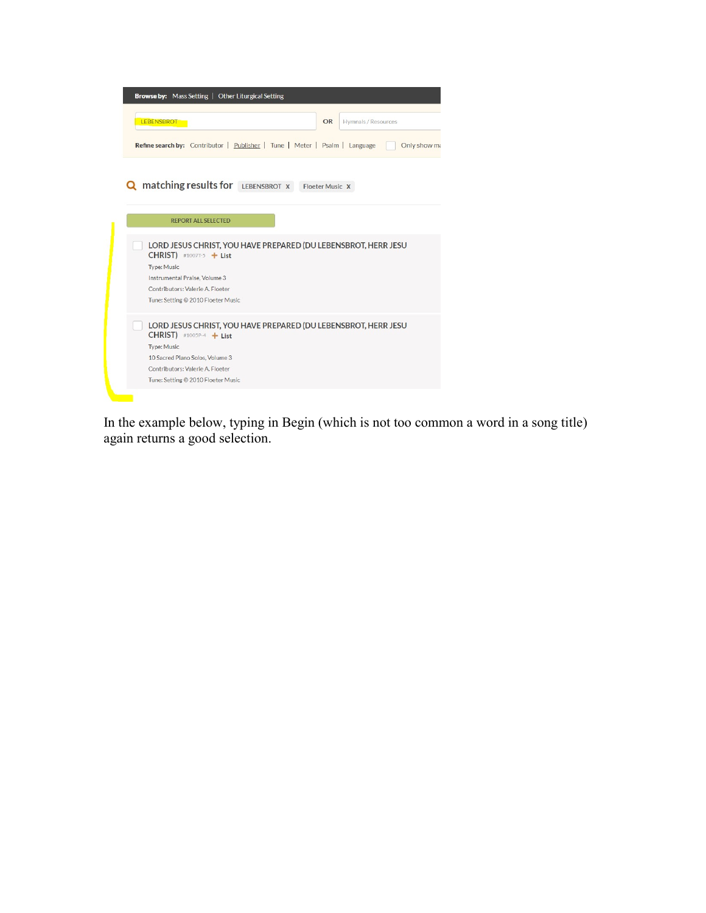Browse by: Mass Setting | Other Liturgical Setting

LEBENSBROT OR Hymnals / Resources

Refine search by: Contributor | Publisher | Tune | Meter | Psalm | Language  Only show ma

matching results for LEBENSBROT X  Floeter Music X

REPORT ALL SELECTED

LORD JESUS CHRIST, YOU HAVE PREPARED (DU LEBENSBROT, HERR JESU CHRIST) #1007T-5 + List
Type: Music
Instrumental Praise, Volume 3
Contributors: Valerie A. Floeter
Tune: Setting © 2010 Floeter Music

LORD JESUS CHRIST, YOU HAVE PREPARED (DU LEBENSBROT, HERR JESU CHRIST) #1005P-4 + List
Type: Music
10 Sacred Piano Solos, Volume 3
Contributors: Valerie A. Floeter
Tune: Setting © 2010 Floeter Music

In the example below, typing in Begin (which is not too common a word in a song title) again returns a good selection.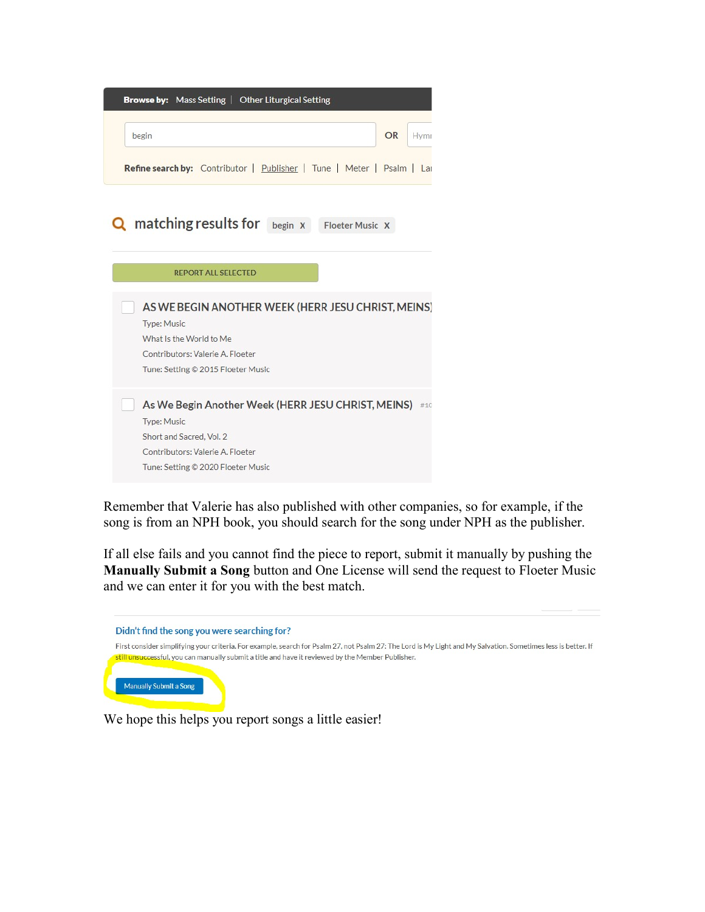Browse by: Mass Setting | Other Liturgical Setting

begin

OR

Hymn

Refine search by: Contributor | Publisher | Tune | Meter | Psalm | La

matching results for begin X Floeter Music X

REPORT ALL SELECTED

AS WE BEGIN ANOTHER WEEK (HERR JESU CHRIST, MEINS)

Type: Music

What Is the World to Me

Contributors: Valerie A. Floeter

Tune: Setting © 2015 Floeter Music

As We Begin Another Week (HERR JESU CHRIST, MEINS) #10

Type: Music

Short and Sacred, Vol. 2

Contributors: Valerie A. Floeter

Tune: Setting © 2020 Floeter Music

Remember that Valerie has also published with other companies, so for example, if the song is from an NPH book, you should search for the song under NPH as the publisher.

If all else fails and you cannot find the piece to report, submit it manually by pushing the **Manually Submit a Song** button and One License will send the request to Floeter Music and we can enter it for you with the best match.

Didn't find the song you were searching for?

First consider simplifying your criteria. For example, search for Psalm 27, not Psalm 27: The Lord is My Light and My Salvation. Sometimes less is better. If still unsuccessful, you can manually submit a title and have it reviewed by the Member Publisher.

Manually Submit a Song

We hope this helps you report songs a little easier!